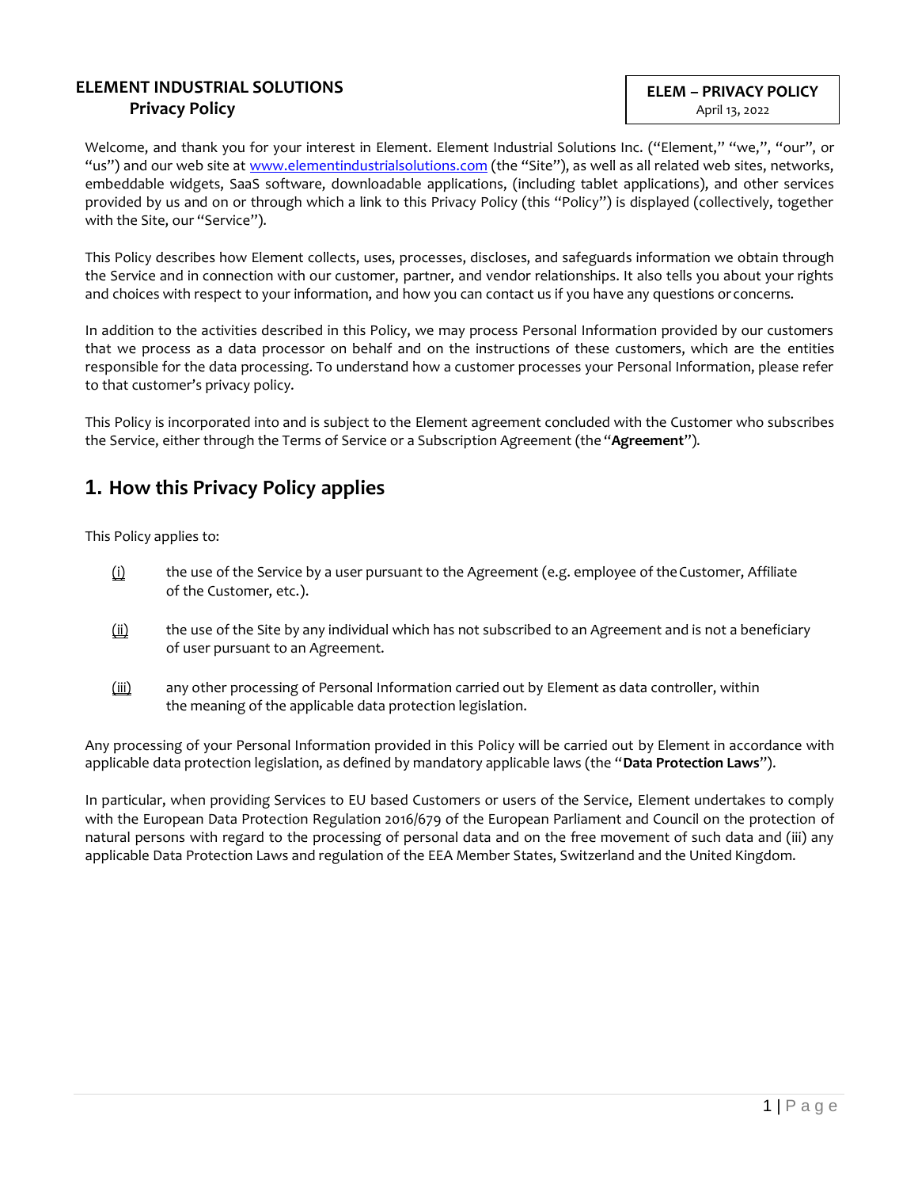**ELEMENT INDUSTRIAL SOLUTIONS**
**Privacy Policy**

**ELEM – PRIVACY POLICY**
April 13, 2022

Welcome, and thank you for your interest in Element. Element Industrial Solutions Inc. ("Element," "we,", "our", or "us") and our web site at [www.elementindustrialsolutions.com](http://www.elementindustrialsolutions.com) (the "Site"), as well as all related web sites, networks, embeddable widgets, SaaS software, downloadable applications, (including tablet applications), and other services provided by us and on or through which a link to this Privacy Policy (this "Policy") is displayed (collectively, together with the Site, our "Service").

This Policy describes how Element collects, uses, processes, discloses, and safeguards information we obtain through the Service and in connection with our customer, partner, and vendor relationships. It also tells you about your rights and choices with respect to your information, and how you can contact us if you have any questions or concerns.

In addition to the activities described in this Policy, we may process Personal Information provided by our customers that we process as a data processor on behalf and on the instructions of these customers, which are the entities responsible for the data processing. To understand how a customer processes your Personal Information, please refer to that customer's privacy policy.

This Policy is incorporated into and is subject to the Element agreement concluded with the Customer who subscribes the Service, either through the Terms of Service or a Subscription Agreement (the "**Agreement**").

## 1. How this Privacy Policy applies

This Policy applies to:

(i) the use of the Service by a user pursuant to the Agreement (e.g. employee of the Customer, Affiliate of the Customer, etc.).

(ii) the use of the Site by any individual which has not subscribed to an Agreement and is not a beneficiary of user pursuant to an Agreement.

(iii) any other processing of Personal Information carried out by Element as data controller, within the meaning of the applicable data protection legislation.

Any processing of your Personal Information provided in this Policy will be carried out by Element in accordance with applicable data protection legislation, as defined by mandatory applicable laws (the "**Data Protection Laws**").

In particular, when providing Services to EU based Customers or users of the Service, Element undertakes to comply with the European Data Protection Regulation 2016/679 of the European Parliament and Council on the protection of natural persons with regard to the processing of personal data and on the free movement of such data and (iii) any applicable Data Protection Laws and regulation of the EEA Member States, Switzerland and the United Kingdom.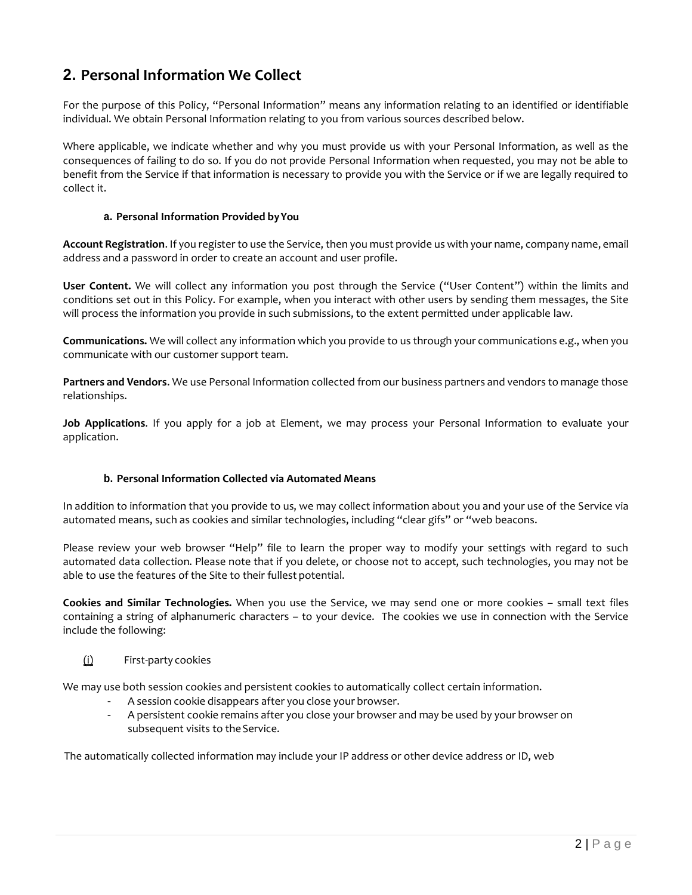## 2. Personal Information We Collect

For the purpose of this Policy, “Personal Information” means any information relating to an identified or identifiable individual. We obtain Personal Information relating to you from various sources described below.

Where applicable, we indicate whether and why you must provide us with your Personal Information, as well as the consequences of failing to do so. If you do not provide Personal Information when requested, you may not be able to benefit from the Service if that information is necessary to provide you with the Service or if we are legally required to collect it.

### a. Personal Information Provided by You

**Account Registration**. If you register to use the Service, then you must provide us with your name, company name, email address and a password in order to create an account and user profile.

**User Content.** We will collect any information you post through the Service (“User Content”) within the limits and conditions set out in this Policy. For example, when you interact with other users by sending them messages, the Site will process the information you provide in such submissions, to the extent permitted under applicable law.

**Communications.** We will collect any information which you provide to us through your communications e.g., when you communicate with our customer support team.

**Partners and Vendors**. We use Personal Information collected from our business partners and vendors to manage those relationships.

**Job Applications**. If you apply for a job at Element, we may process your Personal Information to evaluate your application.

### b. Personal Information Collected via Automated Means

In addition to information that you provide to us, we may collect information about you and your use of the Service via automated means, such as cookies and similar technologies, including “clear gifs” or “web beacons.

Please review your web browser “Help” file to learn the proper way to modify your settings with regard to such automated data collection. Please note that if you delete, or choose not to accept, such technologies, you may not be able to use the features of the Site to their fullest potential.

**Cookies and Similar Technologies.** When you use the Service, we may send one or more cookies – small text files containing a string of alphanumeric characters – to your device. The cookies we use in connection with the Service include the following:

(i) First-party cookies

We may use both session cookies and persistent cookies to automatically collect certain information.

- A session cookie disappears after you close your browser.
- A persistent cookie remains after you close your browser and may be used by your browser on subsequent visits to the Service.

The automatically collected information may include your IP address or other device address or ID, web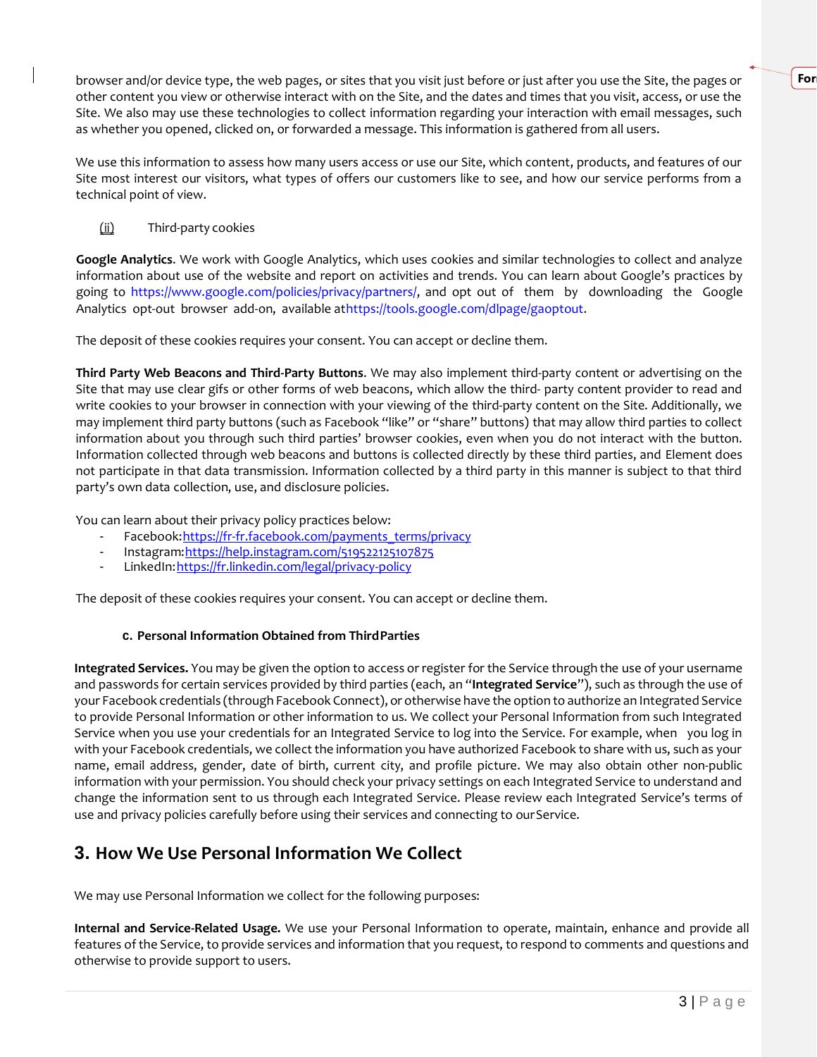browser and/or device type, the web pages, or sites that you visit just before or just after you use the Site, the pages or other content you view or otherwise interact with on the Site, and the dates and times that you visit, access, or use the Site. We also may use these technologies to collect information regarding your interaction with email messages, such as whether you opened, clicked on, or forwarded a message. This information is gathered from all users.

We use this information to assess how many users access or use our Site, which content, products, and features of our Site most interest our visitors, what types of offers our customers like to see, and how our service performs from a technical point of view.

(ii) Third-party cookies

**Google Analytics**. We work with Google Analytics, which uses cookies and similar technologies to collect and analyze information about use of the website and report on activities and trends. You can learn about Google's practices by going to https://www.google.com/policies/privacy/partners/, and opt out of them by downloading the Google Analytics opt-out browser add-on, available at https://tools.google.com/dlpage/gaoptout.

The deposit of these cookies requires your consent. You can accept or decline them.

**Third Party Web Beacons and Third-Party Buttons**. We may also implement third-party content or advertising on the Site that may use clear gifs or other forms of web beacons, which allow the third- party content provider to read and write cookies to your browser in connection with your viewing of the third-party content on the Site. Additionally, we may implement third party buttons (such as Facebook "like" or "share" buttons) that may allow third parties to collect information about you through such third parties' browser cookies, even when you do not interact with the button. Information collected through web beacons and buttons is collected directly by these third parties, and Element does not participate in that data transmission. Information collected by a third party in this manner is subject to that third party's own data collection, use, and disclosure policies.

You can learn about their privacy policy practices below:

- Facebook: https://fr-fr.facebook.com/payments_terms/privacy
- Instagram: https://help.instagram.com/519522125107875
- LinkedIn: https://fr.linkedin.com/legal/privacy-policy

The deposit of these cookies requires your consent. You can accept or decline them.

### c. Personal Information Obtained from Third Parties

**Integrated Services.** You may be given the option to access or register for the Service through the use of your username and passwords for certain services provided by third parties (each, an "**Integrated Service**"), such as through the use of your Facebook credentials (through Facebook Connect), or otherwise have the option to authorize an Integrated Service to provide Personal Information or other information to us. We collect your Personal Information from such Integrated Service when you use your credentials for an Integrated Service to log into the Service. For example, when you log in with your Facebook credentials, we collect the information you have authorized Facebook to share with us, such as your name, email address, gender, date of birth, current city, and profile picture. We may also obtain other non-public information with your permission. You should check your privacy settings on each Integrated Service to understand and change the information sent to us through each Integrated Service. Please review each Integrated Service's terms of use and privacy policies carefully before using their services and connecting to our Service.

## 3. How We Use Personal Information We Collect

We may use Personal Information we collect for the following purposes:

**Internal and Service-Related Usage.** We use your Personal Information to operate, maintain, enhance and provide all features of the Service, to provide services and information that you request, to respond to comments and questions and otherwise to provide support to users.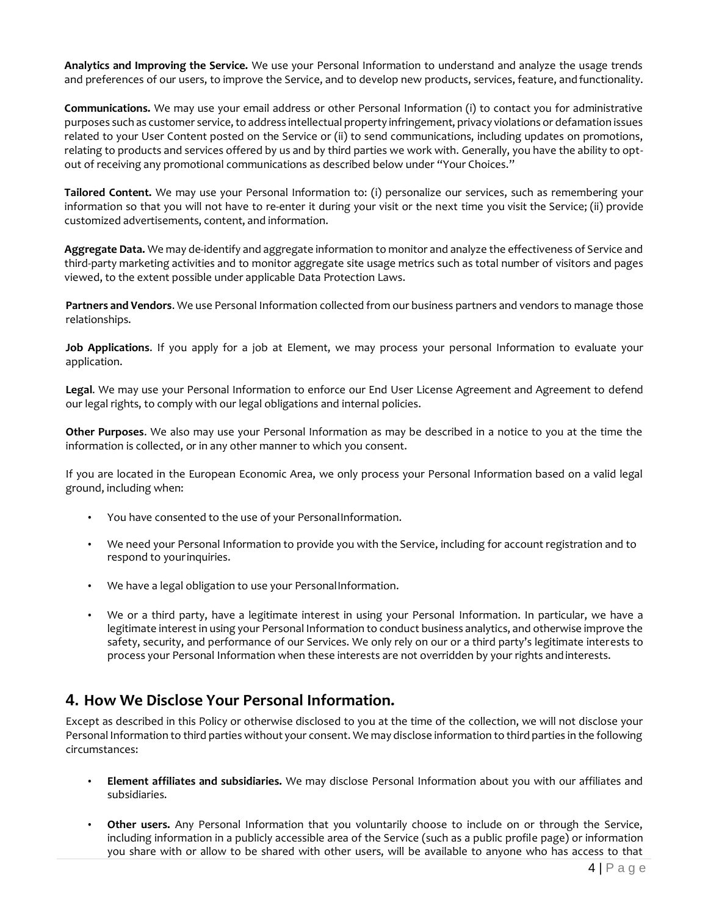**Analytics and Improving the Service.** We use your Personal Information to understand and analyze the usage trends and preferences of our users, to improve the Service, and to develop new products, services, feature, and functionality.

**Communications.** We may use your email address or other Personal Information (i) to contact you for administrative purposes such as customer service, to address intellectual property infringement, privacy violations or defamation issues related to your User Content posted on the Service or (ii) to send communications, including updates on promotions, relating to products and services offered by us and by third parties we work with. Generally, you have the ability to opt-out of receiving any promotional communications as described below under "Your Choices."

**Tailored Content.** We may use your Personal Information to: (i) personalize our services, such as remembering your information so that you will not have to re-enter it during your visit or the next time you visit the Service; (ii) provide customized advertisements, content, and information.

**Aggregate Data.** We may de-identify and aggregate information to monitor and analyze the effectiveness of Service and third-party marketing activities and to monitor aggregate site usage metrics such as total number of visitors and pages viewed, to the extent possible under applicable Data Protection Laws.

**Partners and Vendors**. We use Personal Information collected from our business partners and vendors to manage those relationships.

**Job Applications**. If you apply for a job at Element, we may process your personal Information to evaluate your application.

**Legal**. We may use your Personal Information to enforce our End User License Agreement and Agreement to defend our legal rights, to comply with our legal obligations and internal policies.

**Other Purposes**. We also may use your Personal Information as may be described in a notice to you at the time the information is collected, or in any other manner to which you consent.

If you are located in the European Economic Area, we only process your Personal Information based on a valid legal ground, including when:

- You have consented to the use of your Personal Information.
- We need your Personal Information to provide you with the Service, including for account registration and to respond to your inquiries.
- We have a legal obligation to use your Personal Information.
- We or a third party, have a legitimate interest in using your Personal Information. In particular, we have a legitimate interest in using your Personal Information to conduct business analytics, and otherwise improve the safety, security, and performance of our Services. We only rely on our or a third party's legitimate interests to process your Personal Information when these interests are not overridden by your rights and interests.

## 4. How We Disclose Your Personal Information.

Except as described in this Policy or otherwise disclosed to you at the time of the collection, we will not disclose your Personal Information to third parties without your consent. We may disclose information to third parties in the following circumstances:

- **Element affiliates and subsidiaries.** We may disclose Personal Information about you with our affiliates and subsidiaries.
- **Other users.** Any Personal Information that you voluntarily choose to include on or through the Service, including information in a publicly accessible area of the Service (such as a public profile page) or information you share with or allow to be shared with other users, will be available to anyone who has access to that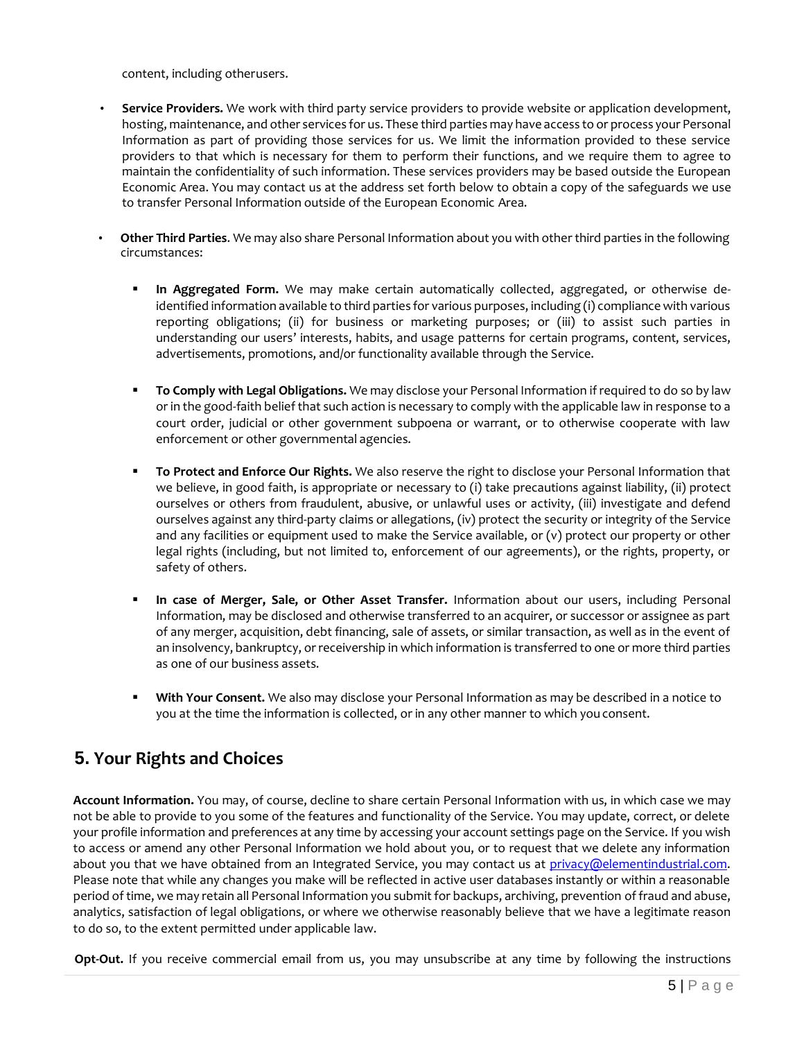content, including otherusers.

- **Service Providers.** We work with third party service providers to provide website or application development, hosting, maintenance, and other services for us. These third parties may have access to or process your Personal Information as part of providing those services for us. We limit the information provided to these service providers to that which is necessary for them to perform their functions, and we require them to agree to maintain the confidentiality of such information. These services providers may be based outside the European Economic Area. You may contact us at the address set forth below to obtain a copy of the safeguards we use to transfer Personal Information outside of the European Economic Area.

- **Other Third Parties**. We may also share Personal Information about you with other third parties in the following circumstances:

  - **In Aggregated Form.** We may make certain automatically collected, aggregated, or otherwise de-identified information available to third parties for various purposes, including (i) compliance with various reporting obligations; (ii) for business or marketing purposes; or (iii) to assist such parties in understanding our users' interests, habits, and usage patterns for certain programs, content, services, advertisements, promotions, and/or functionality available through the Service.

  - **To Comply with Legal Obligations.** We may disclose your Personal Information if required to do so by law or in the good-faith belief that such action is necessary to comply with the applicable law in response to a court order, judicial or other government subpoena or warrant, or to otherwise cooperate with law enforcement or other governmental agencies.

  - **To Protect and Enforce Our Rights.** We also reserve the right to disclose your Personal Information that we believe, in good faith, is appropriate or necessary to (i) take precautions against liability, (ii) protect ourselves or others from fraudulent, abusive, or unlawful uses or activity, (iii) investigate and defend ourselves against any third-party claims or allegations, (iv) protect the security or integrity of the Service and any facilities or equipment used to make the Service available, or (v) protect our property or other legal rights (including, but not limited to, enforcement of our agreements), or the rights, property, or safety of others.

  - **In case of Merger, Sale, or Other Asset Transfer.** Information about our users, including Personal Information, may be disclosed and otherwise transferred to an acquirer, or successor or assignee as part of any merger, acquisition, debt financing, sale of assets, or similar transaction, as well as in the event of an insolvency, bankruptcy, or receivership in which information is transferred to one or more third parties as one of our business assets.

  - **With Your Consent.** We also may disclose your Personal Information as may be described in a notice to you at the time the information is collected, or in any other manner to which you consent.

## 5. Your Rights and Choices

**Account Information.** You may, of course, decline to share certain Personal Information with us, in which case we may not be able to provide to you some of the features and functionality of the Service. You may update, correct, or delete your profile information and preferences at any time by accessing your account settings page on the Service. If you wish to access or amend any other Personal Information we hold about you, or to request that we delete any information about you that we have obtained from an Integrated Service, you may contact us at privacy@elementindustrial.com. Please note that while any changes you make will be reflected in active user databases instantly or within a reasonable period of time, we may retain all Personal Information you submit for backups, archiving, prevention of fraud and abuse, analytics, satisfaction of legal obligations, or where we otherwise reasonably believe that we have a legitimate reason to do so, to the extent permitted under applicable law.

**Opt-Out.** If you receive commercial email from us, you may unsubscribe at any time by following the instructions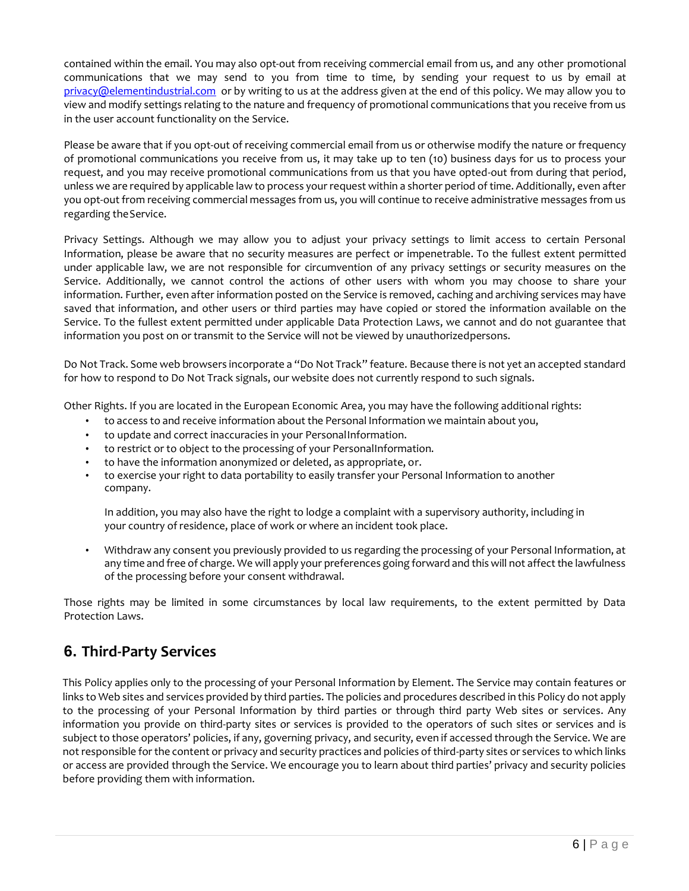contained within the email. You may also opt-out from receiving commercial email from us, and any other promotional communications that we may send to you from time to time, by sending your request to us by email at privacy@elementindustrial.com or by writing to us at the address given at the end of this policy. We may allow you to view and modify settings relating to the nature and frequency of promotional communications that you receive from us in the user account functionality on the Service.

Please be aware that if you opt-out of receiving commercial email from us or otherwise modify the nature or frequency of promotional communications you receive from us, it may take up to ten (10) business days for us to process your request, and you may receive promotional communications from us that you have opted-out from during that period, unless we are required by applicable law to process your request within a shorter period of time. Additionally, even after you opt-out from receiving commercial messages from us, you will continue to receive administrative messages from us regarding the Service.

Privacy Settings. Although we may allow you to adjust your privacy settings to limit access to certain Personal Information, please be aware that no security measures are perfect or impenetrable. To the fullest extent permitted under applicable law, we are not responsible for circumvention of any privacy settings or security measures on the Service. Additionally, we cannot control the actions of other users with whom you may choose to share your information. Further, even after information posted on the Service is removed, caching and archiving services may have saved that information, and other users or third parties may have copied or stored the information available on the Service. To the fullest extent permitted under applicable Data Protection Laws, we cannot and do not guarantee that information you post on or transmit to the Service will not be viewed by unauthorized persons.

Do Not Track. Some web browsers incorporate a "Do Not Track" feature. Because there is not yet an accepted standard for how to respond to Do Not Track signals, our website does not currently respond to such signals.

Other Rights. If you are located in the European Economic Area, you may have the following additional rights:

- to access to and receive information about the Personal Information we maintain about you,
- to update and correct inaccuracies in your Personal Information.
- to restrict or to object to the processing of your Personal Information.
- to have the information anonymized or deleted, as appropriate, or.
- to exercise your right to data portability to easily transfer your Personal Information to another company.

  In addition, you may also have the right to lodge a complaint with a supervisory authority, including in your country of residence, place of work or where an incident took place.

- Withdraw any consent you previously provided to us regarding the processing of your Personal Information, at any time and free of charge. We will apply your preferences going forward and this will not affect the lawfulness of the processing before your consent withdrawal.

Those rights may be limited in some circumstances by local law requirements, to the extent permitted by Data Protection Laws.

## 6. Third-Party Services

This Policy applies only to the processing of your Personal Information by Element. The Service may contain features or links to Web sites and services provided by third parties. The policies and procedures described in this Policy do not apply to the processing of your Personal Information by third parties or through third party Web sites or services. Any information you provide on third-party sites or services is provided to the operators of such sites or services and is subject to those operators' policies, if any, governing privacy, and security, even if accessed through the Service. We are not responsible for the content or privacy and security practices and policies of third-party sites or services to which links or access are provided through the Service. We encourage you to learn about third parties' privacy and security policies before providing them with information.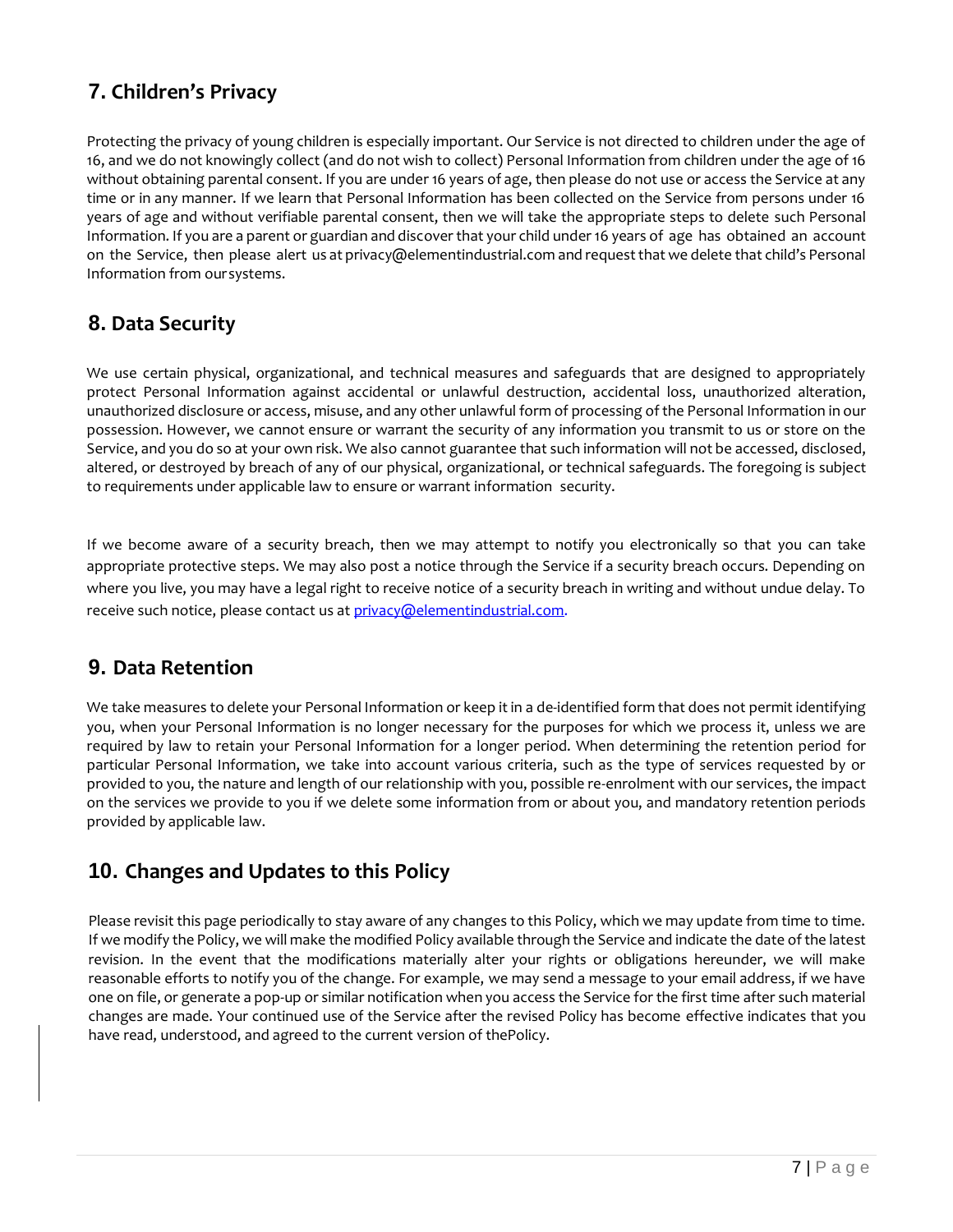## 7. Children's Privacy

Protecting the privacy of young children is especially important. Our Service is not directed to children under the age of 16, and we do not knowingly collect (and do not wish to collect) Personal Information from children under the age of 16 without obtaining parental consent. If you are under 16 years of age, then please do not use or access the Service at any time or in any manner. If we learn that Personal Information has been collected on the Service from persons under 16 years of age and without verifiable parental consent, then we will take the appropriate steps to delete such Personal Information. If you are a parent or guardian and discover that your child under 16 years of age has obtained an account on the Service, then please alert us at privacy@elementindustrial.com and request that we delete that child's Personal Information from our systems.

## 8. Data Security

We use certain physical, organizational, and technical measures and safeguards that are designed to appropriately protect Personal Information against accidental or unlawful destruction, accidental loss, unauthorized alteration, unauthorized disclosure or access, misuse, and any other unlawful form of processing of the Personal Information in our possession. However, we cannot ensure or warrant the security of any information you transmit to us or store on the Service, and you do so at your own risk. We also cannot guarantee that such information will not be accessed, disclosed, altered, or destroyed by breach of any of our physical, organizational, or technical safeguards. The foregoing is subject to requirements under applicable law to ensure or warrant information security.

If we become aware of a security breach, then we may attempt to notify you electronically so that you can take appropriate protective steps. We may also post a notice through the Service if a security breach occurs. Depending on where you live, you may have a legal right to receive notice of a security breach in writing and without undue delay. To receive such notice, please contact us at [privacy@elementindustrial.com](mailto:privacy@elementindustrial.com).

## 9. Data Retention

We take measures to delete your Personal Information or keep it in a de-identified form that does not permit identifying you, when your Personal Information is no longer necessary for the purposes for which we process it, unless we are required by law to retain your Personal Information for a longer period. When determining the retention period for particular Personal Information, we take into account various criteria, such as the type of services requested by or provided to you, the nature and length of our relationship with you, possible re-enrolment with our services, the impact on the services we provide to you if we delete some information from or about you, and mandatory retention periods provided by applicable law.

## 10. Changes and Updates to this Policy

Please revisit this page periodically to stay aware of any changes to this Policy, which we may update from time to time. If we modify the Policy, we will make the modified Policy available through the Service and indicate the date of the latest revision. In the event that the modifications materially alter your rights or obligations hereunder, we will make reasonable efforts to notify you of the change. For example, we may send a message to your email address, if we have one on file, or generate a pop-up or similar notification when you access the Service for the first time after such material changes are made. Your continued use of the Service after the revised Policy has become effective indicates that you have read, understood, and agreed to the current version of thePolicy.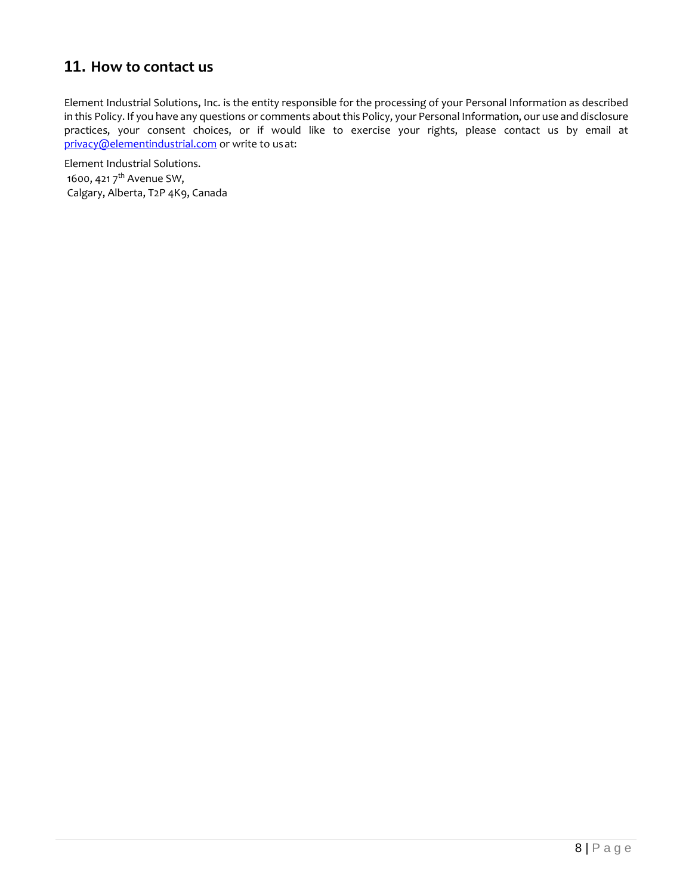## 11. How to contact us

Element Industrial Solutions, Inc. is the entity responsible for the processing of your Personal Information as described in this Policy. If you have any questions or comments about this Policy, your Personal Information, our use and disclosure practices, your consent choices, or if would like to exercise your rights, please contact us by email at privacy@elementindustrial.com or write to us at:

Element Industrial Solutions.
1600, 421 7th Avenue SW,
Calgary, Alberta, T2P 4K9, Canada